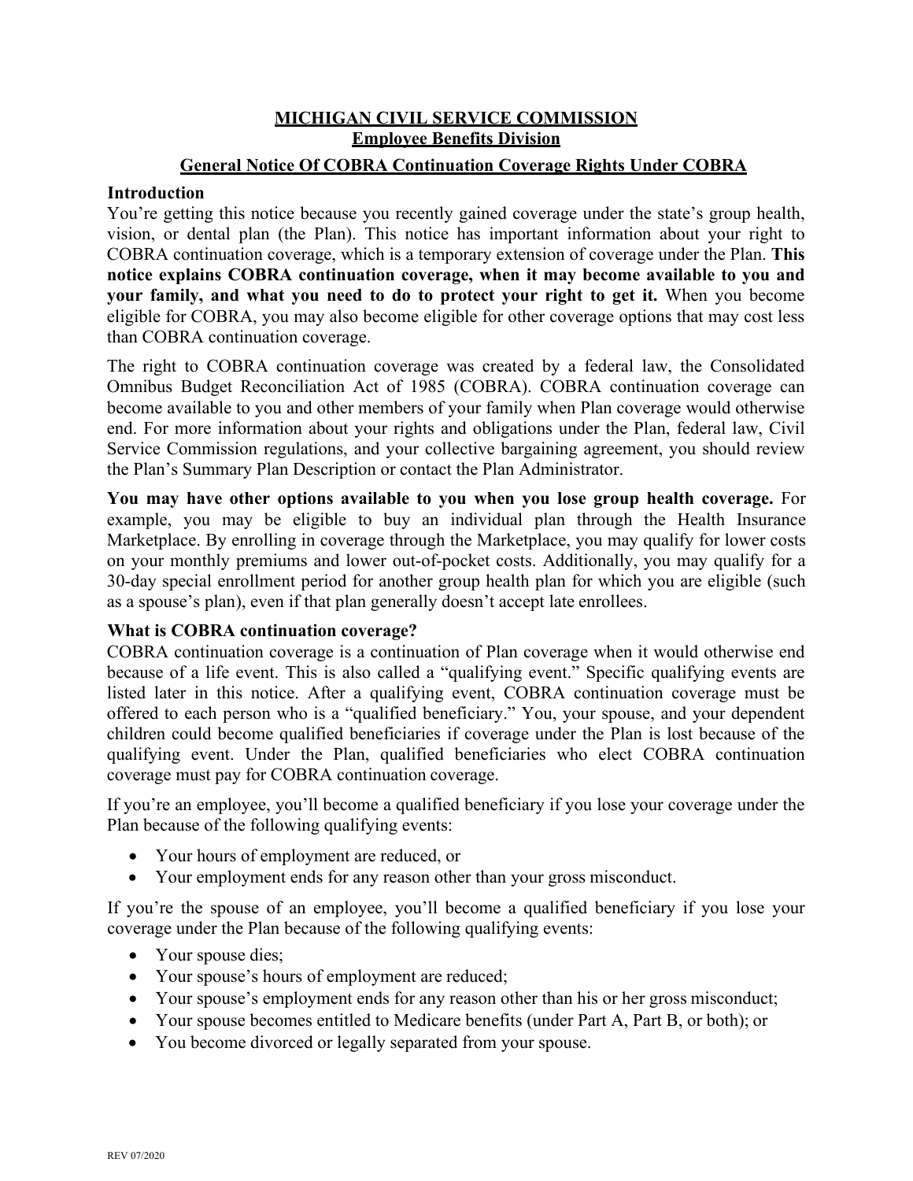# MICHIGAN CIVIL SERVICE COMMISSION

## Employee Benefits Division

## General Notice Of COBRA Continuation Coverage Rights Under COBRA

### Introduction

You're getting this notice because you recently gained coverage under the state's group health, vision, or dental plan (the Plan). This notice has important information about your right to COBRA continuation coverage, which is a temporary extension of coverage under the Plan. **This notice explains COBRA continuation coverage, when it may become available to you and your family, and what you need to do to protect your right to get it.** When you become eligible for COBRA, you may also become eligible for other coverage options that may cost less than COBRA continuation coverage.

The right to COBRA continuation coverage was created by a federal law, the Consolidated Omnibus Budget Reconciliation Act of 1985 (COBRA). COBRA continuation coverage can become available to you and other members of your family when Plan coverage would otherwise end. For more information about your rights and obligations under the Plan, federal law, Civil Service Commission regulations, and your collective bargaining agreement, you should review the Plan's Summary Plan Description or contact the Plan Administrator.

**You may have other options available to you when you lose group health coverage.** For example, you may be eligible to buy an individual plan through the Health Insurance Marketplace. By enrolling in coverage through the Marketplace, you may qualify for lower costs on your monthly premiums and lower out-of-pocket costs. Additionally, you may qualify for a 30-day special enrollment period for another group health plan for which you are eligible (such as a spouse's plan), even if that plan generally doesn't accept late enrollees.

### What is COBRA continuation coverage?

COBRA continuation coverage is a continuation of Plan coverage when it would otherwise end because of a life event. This is also called a "qualifying event." Specific qualifying events are listed later in this notice. After a qualifying event, COBRA continuation coverage must be offered to each person who is a "qualified beneficiary." You, your spouse, and your dependent children could become qualified beneficiaries if coverage under the Plan is lost because of the qualifying event. Under the Plan, qualified beneficiaries who elect COBRA continuation coverage must pay for COBRA continuation coverage.

If you're an employee, you'll become a qualified beneficiary if you lose your coverage under the Plan because of the following qualifying events:

- Your hours of employment are reduced, or
- Your employment ends for any reason other than your gross misconduct.

If you're the spouse of an employee, you'll become a qualified beneficiary if you lose your coverage under the Plan because of the following qualifying events:

- Your spouse dies;
- Your spouse's hours of employment are reduced;
- Your spouse's employment ends for any reason other than his or her gross misconduct;
- Your spouse becomes entitled to Medicare benefits (under Part A, Part B, or both); or
- You become divorced or legally separated from your spouse.

REV 07/2020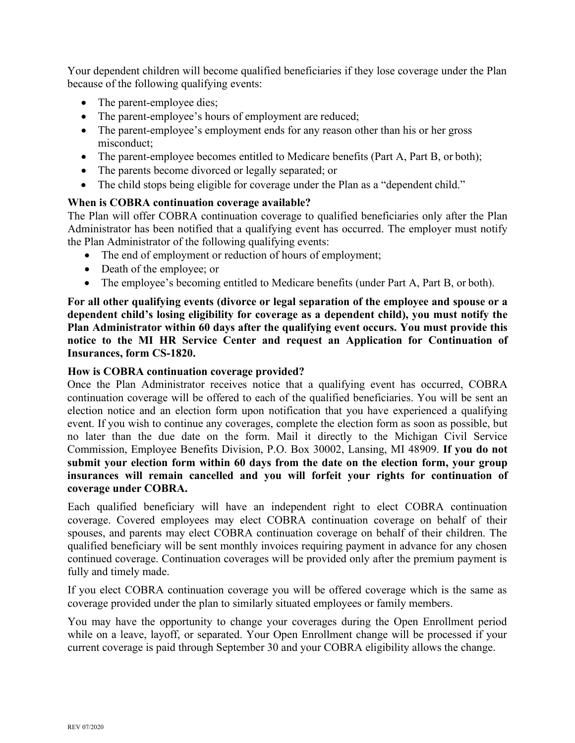Your dependent children will become qualified beneficiaries if they lose coverage under the Plan because of the following qualifying events:

- The parent-employee dies;
- The parent-employee's hours of employment are reduced;
- The parent-employee's employment ends for any reason other than his or her gross misconduct;
- The parent-employee becomes entitled to Medicare benefits (Part A, Part B, or both);
- The parents become divorced or legally separated; or
- The child stops being eligible for coverage under the Plan as a "dependent child."

**When is COBRA continuation coverage available?**

The Plan will offer COBRA continuation coverage to qualified beneficiaries only after the Plan Administrator has been notified that a qualifying event has occurred. The employer must notify the Plan Administrator of the following qualifying events:

- The end of employment or reduction of hours of employment;
- Death of the employee; or
- The employee's becoming entitled to Medicare benefits (under Part A, Part B, or both).

**For all other qualifying events (divorce or legal separation of the employee and spouse or a dependent child's losing eligibility for coverage as a dependent child), you must notify the Plan Administrator within 60 days after the qualifying event occurs. You must provide this notice to the MI HR Service Center and request an Application for Continuation of Insurances, form CS-1820.**

**How is COBRA continuation coverage provided?**

Once the Plan Administrator receives notice that a qualifying event has occurred, COBRA continuation coverage will be offered to each of the qualified beneficiaries. You will be sent an election notice and an election form upon notification that you have experienced a qualifying event. If you wish to continue any coverages, complete the election form as soon as possible, but no later than the due date on the form. Mail it directly to the Michigan Civil Service Commission, Employee Benefits Division, P.O. Box 30002, Lansing, MI 48909. **If you do not submit your election form within 60 days from the date on the election form, your group insurances will remain cancelled and you will forfeit your rights for continuation of coverage under COBRA.**

Each qualified beneficiary will have an independent right to elect COBRA continuation coverage. Covered employees may elect COBRA continuation coverage on behalf of their spouses, and parents may elect COBRA continuation coverage on behalf of their children. The qualified beneficiary will be sent monthly invoices requiring payment in advance for any chosen continued coverage. Continuation coverages will be provided only after the premium payment is fully and timely made.

If you elect COBRA continuation coverage you will be offered coverage which is the same as coverage provided under the plan to similarly situated employees or family members.

You may have the opportunity to change your coverages during the Open Enrollment period while on a leave, layoff, or separated. Your Open Enrollment change will be processed if your current coverage is paid through September 30 and your COBRA eligibility allows the change.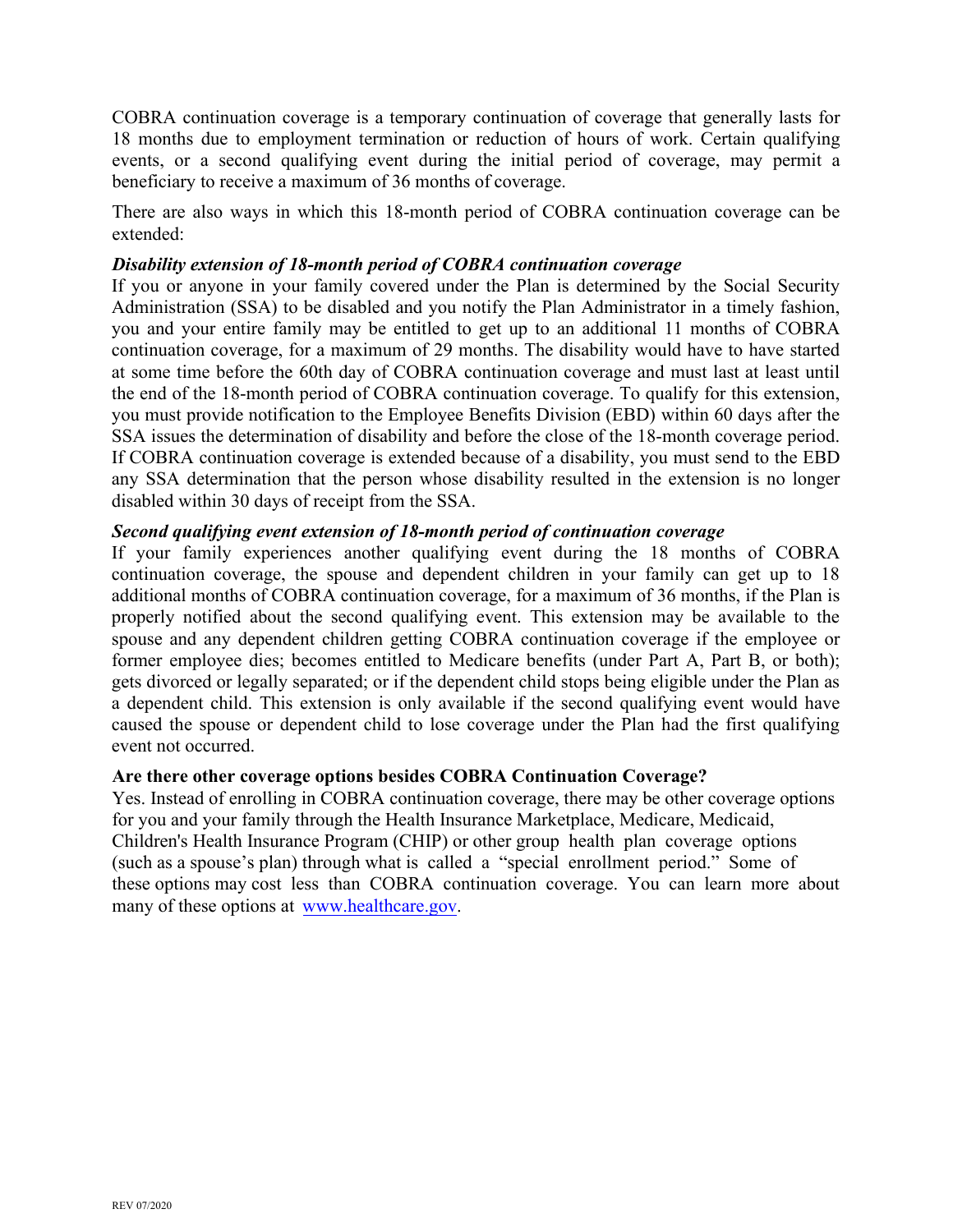COBRA continuation coverage is a temporary continuation of coverage that generally lasts for 18 months due to employment termination or reduction of hours of work. Certain qualifying events, or a second qualifying event during the initial period of coverage, may permit a beneficiary to receive a maximum of 36 months of coverage.

There are also ways in which this 18-month period of COBRA continuation coverage can be extended:

***Disability extension of 18-month period of COBRA continuation coverage***

If you or anyone in your family covered under the Plan is determined by the Social Security Administration (SSA) to be disabled and you notify the Plan Administrator in a timely fashion, you and your entire family may be entitled to get up to an additional 11 months of COBRA continuation coverage, for a maximum of 29 months. The disability would have to have started at some time before the 60th day of COBRA continuation coverage and must last at least until the end of the 18-month period of COBRA continuation coverage. To qualify for this extension, you must provide notification to the Employee Benefits Division (EBD) within 60 days after the SSA issues the determination of disability and before the close of the 18-month coverage period. If COBRA continuation coverage is extended because of a disability, you must send to the EBD any SSA determination that the person whose disability resulted in the extension is no longer disabled within 30 days of receipt from the SSA.

***Second qualifying event extension of 18-month period of continuation coverage***

If your family experiences another qualifying event during the 18 months of COBRA continuation coverage, the spouse and dependent children in your family can get up to 18 additional months of COBRA continuation coverage, for a maximum of 36 months, if the Plan is properly notified about the second qualifying event. This extension may be available to the spouse and any dependent children getting COBRA continuation coverage if the employee or former employee dies; becomes entitled to Medicare benefits (under Part A, Part B, or both); gets divorced or legally separated; or if the dependent child stops being eligible under the Plan as a dependent child. This extension is only available if the second qualifying event would have caused the spouse or dependent child to lose coverage under the Plan had the first qualifying event not occurred.

**Are there other coverage options besides COBRA Continuation Coverage?**

Yes. Instead of enrolling in COBRA continuation coverage, there may be other coverage options for you and your family through the Health Insurance Marketplace, Medicare, Medicaid, Children's Health Insurance Program (CHIP) or other group health plan coverage options (such as a spouse's plan) through what is called a "special enrollment period." Some of these options may cost less than COBRA continuation coverage. You can learn more about many of these options at www.healthcare.gov.

REV 07/2020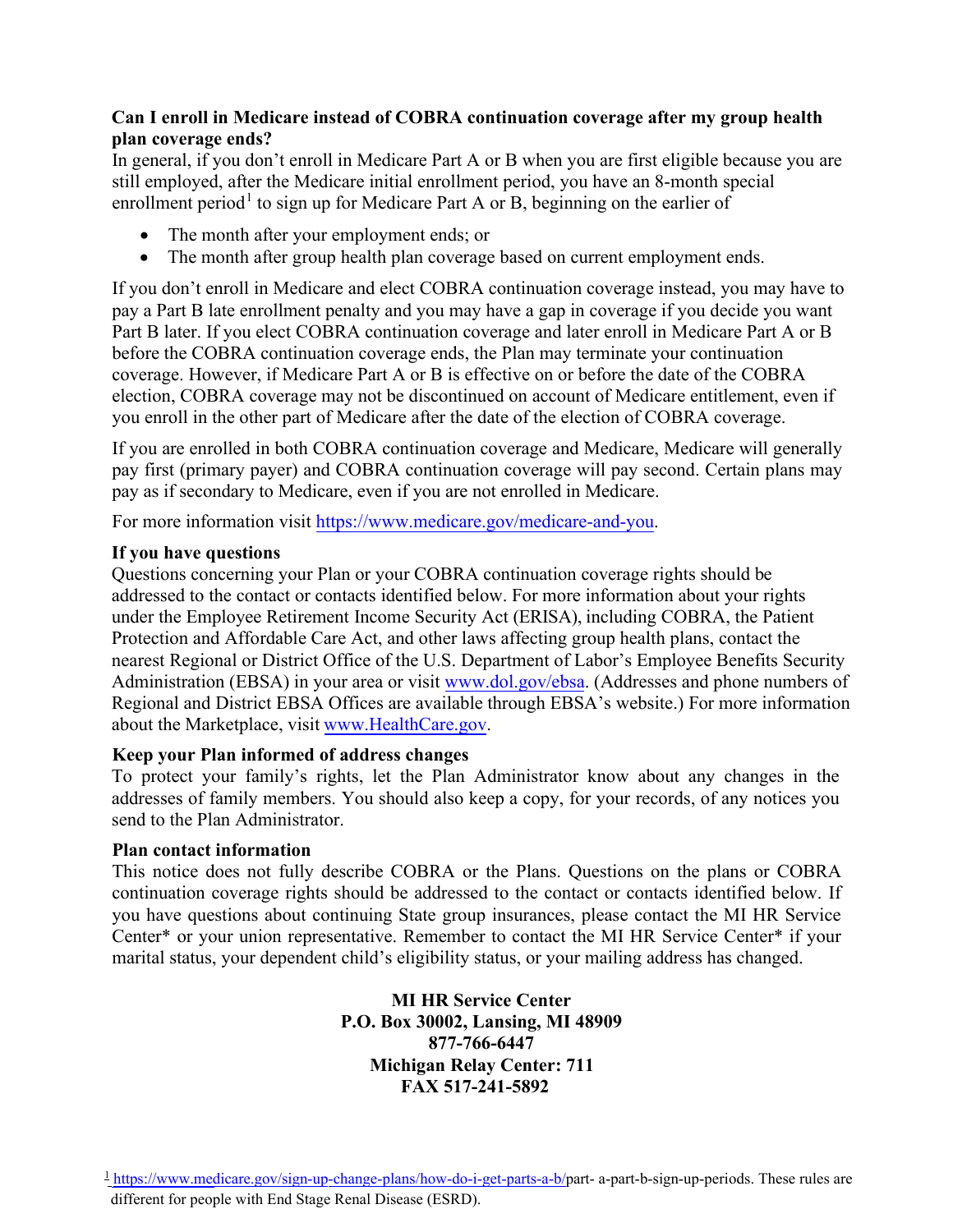**Can I enroll in Medicare instead of COBRA continuation coverage after my group health plan coverage ends?**

In general, if you don't enroll in Medicare Part A or B when you are first eligible because you are still employed, after the Medicare initial enrollment period, you have an 8-month special enrollment period[1] to sign up for Medicare Part A or B, beginning on the earlier of

- The month after your employment ends; or
- The month after group health plan coverage based on current employment ends.

If you don't enroll in Medicare and elect COBRA continuation coverage instead, you may have to pay a Part B late enrollment penalty and you may have a gap in coverage if you decide you want Part B later. If you elect COBRA continuation coverage and later enroll in Medicare Part A or B before the COBRA continuation coverage ends, the Plan may terminate your continuation coverage. However, if Medicare Part A or B is effective on or before the date of the COBRA election, COBRA coverage may not be discontinued on account of Medicare entitlement, even if you enroll in the other part of Medicare after the date of the election of COBRA coverage.

If you are enrolled in both COBRA continuation coverage and Medicare, Medicare will generally pay first (primary payer) and COBRA continuation coverage will pay second. Certain plans may pay as if secondary to Medicare, even if you are not enrolled in Medicare.

For more information visit https://www.medicare.gov/medicare-and-you.

**If you have questions**

Questions concerning your Plan or your COBRA continuation coverage rights should be addressed to the contact or contacts identified below. For more information about your rights under the Employee Retirement Income Security Act (ERISA), including COBRA, the Patient Protection and Affordable Care Act, and other laws affecting group health plans, contact the nearest Regional or District Office of the U.S. Department of Labor's Employee Benefits Security Administration (EBSA) in your area or visit www.dol.gov/ebsa. (Addresses and phone numbers of Regional and District EBSA Offices are available through EBSA's website.) For more information about the Marketplace, visit www.HealthCare.gov.

**Keep your Plan informed of address changes**

To protect your family's rights, let the Plan Administrator know about any changes in the addresses of family members. You should also keep a copy, for your records, of any notices you send to the Plan Administrator.

**Plan contact information**

This notice does not fully describe COBRA or the Plans. Questions on the plans or COBRA continuation coverage rights should be addressed to the contact or contacts identified below. If you have questions about continuing State group insurances, please contact the MI HR Service Center* or your union representative. Remember to contact the MI HR Service Center* if your marital status, your dependent child's eligibility status, or your mailing address has changed.

**MI HR Service Center**
**P.O. Box 30002, Lansing, MI 48909**
**877-766-6447**
**Michigan Relay Center: 711**
**FAX 517-241-5892**

[1] https://www.medicare.gov/sign-up-change-plans/how-do-i-get-parts-a-b/part- a-part-b-sign-up-periods. These rules are different for people with End Stage Renal Disease (ESRD).